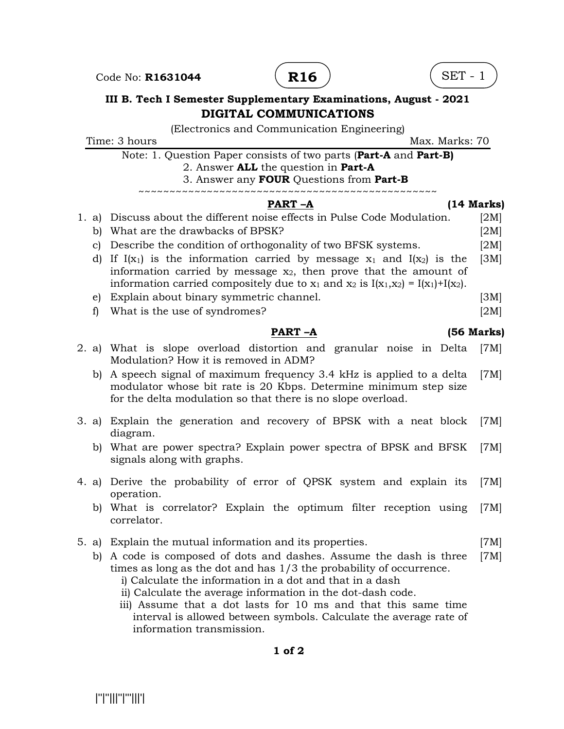Code No: **R1631044** **R16** SET - 1

**III B. Tech I Semester Supplementary Examinations, August - 2021**

# DIGITAL COMMUNICATIONS

(Electronics and Communication Engineering)

Time: 3 hours Max. Marks: 70

Note: 1. Question Paper consists of two parts (**Part-A** and **Part-B)**
2. Answer **ALL** the question in **Part-A**
3. Answer any **FOUR** Questions from **Part-B**

~~~~~~~~~~~~~~~~~~~~~~~~~~~~~~~~~~~~~~~~~~~~~~~~~~~~~

## PART –A (14 Marks)

1. a) Discuss about the different noise effects in Pulse Code Modulation. [2M]
   b) What are the drawbacks of BPSK? [2M]
   c) Describe the condition of orthogonality of two BFSK systems. [2M]
   d) If $I(x_1)$ is the information carried by message $x_1$ and $I(x_2)$ is the information carried by message $x_2$, then prove that the amount of information carried compositely due to $x_1$ and $x_2$ is $I(x_1,x_2) = I(x_1)+I(x_2)$. [3M]
   e) Explain about binary symmetric channel. [3M]
   f) What is the use of syndromes? [2M]

## PART –A (56 Marks)

2. a) What is slope overload distortion and granular noise in Delta Modulation? How it is removed in ADM? [7M]
   b) A speech signal of maximum frequency 3.4 kHz is applied to a delta modulator whose bit rate is 20 Kbps. Determine minimum step size for the delta modulation so that there is no slope overload. [7M]

3. a) Explain the generation and recovery of BPSK with a neat block diagram. [7M]
   b) What are power spectra? Explain power spectra of BPSK and BFSK signals along with graphs. [7M]

4. a) Derive the probability of error of QPSK system and explain its operation. [7M]
   b) What is correlator? Explain the optimum filter reception using correlator. [7M]

5. a) Explain the mutual information and its properties. [7M]
   b) A code is composed of dots and dashes. Assume the dash is three times as long as the dot and has 1/3 the probability of occurrence. [7M]
      i) Calculate the information in a dot and that in a dash
      ii) Calculate the average information in the dot-dash code.
      iii) Assume that a dot lasts for 10 ms and that this same time interval is allowed between symbols. Calculate the average rate of information transmission.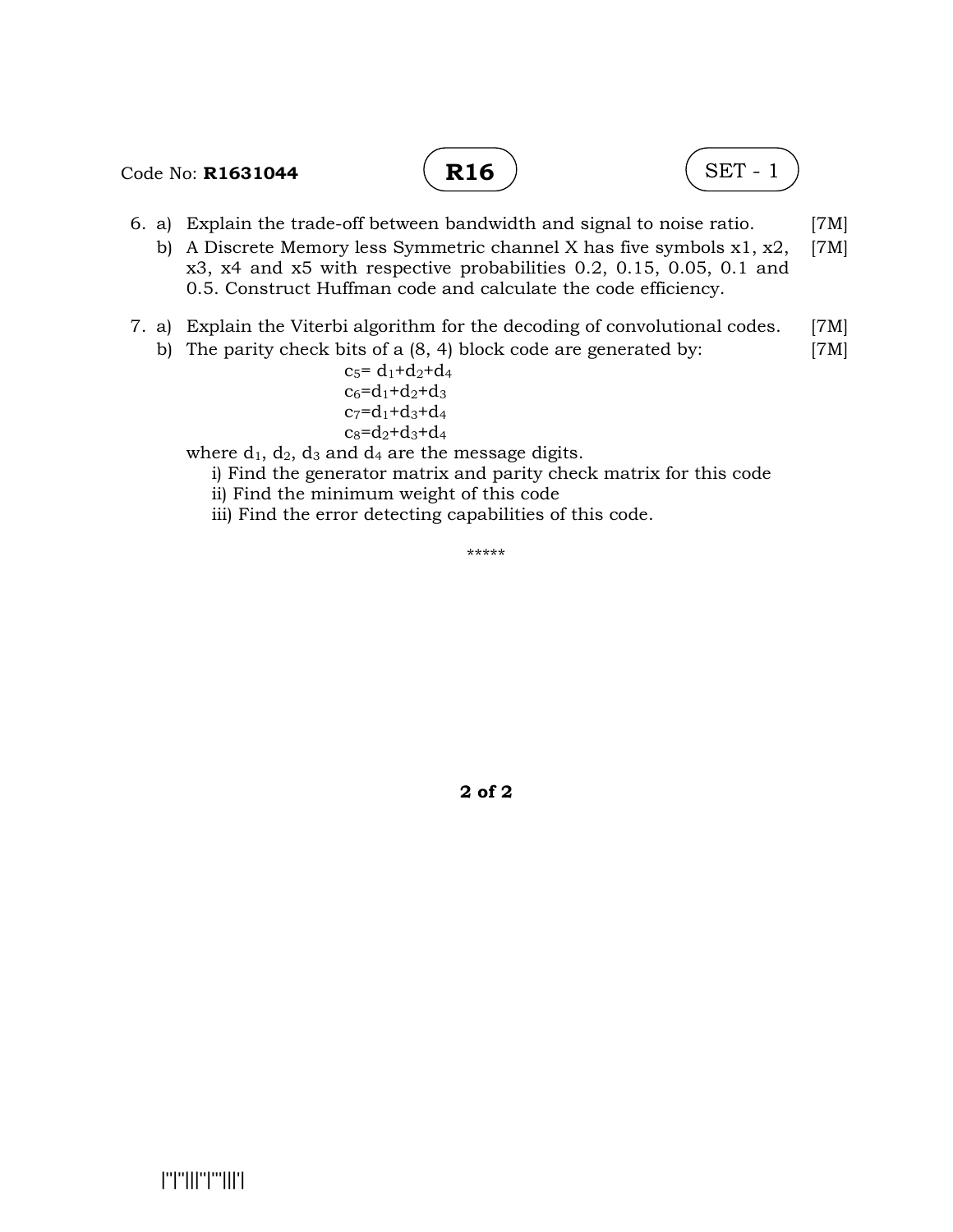6\. a) Explain the trade-off between bandwidth and signal to noise ratio. [7M]

b) A Discrete Memory less Symmetric channel X has five symbols x1, x2, x3, x4 and x5 with respective probabilities 0.2, 0.15, 0.05, 0.1 and 0.5. Construct Huffman code and calculate the code efficiency. [7M]

7\. a) Explain the Viterbi algorithm for the decoding of convolutional codes. [7M]

b) The parity check bits of a (8, 4) block code are generated by: [7M]

$$c_5 = d_1 + d_2 + d_4$$
$$c_6 = d_1 + d_2 + d_3$$
$$c_7 = d_1 + d_3 + d_4$$
$$c_8 = d_2 + d_3 + d_4$$

where $d_1$, $d_2$, $d_3$ and $d_4$ are the message digits.

i) Find the generator matrix and parity check matrix for this code

ii) Find the minimum weight of this code

iii) Find the error detecting capabilities of this code.

\*\*\*\*\*